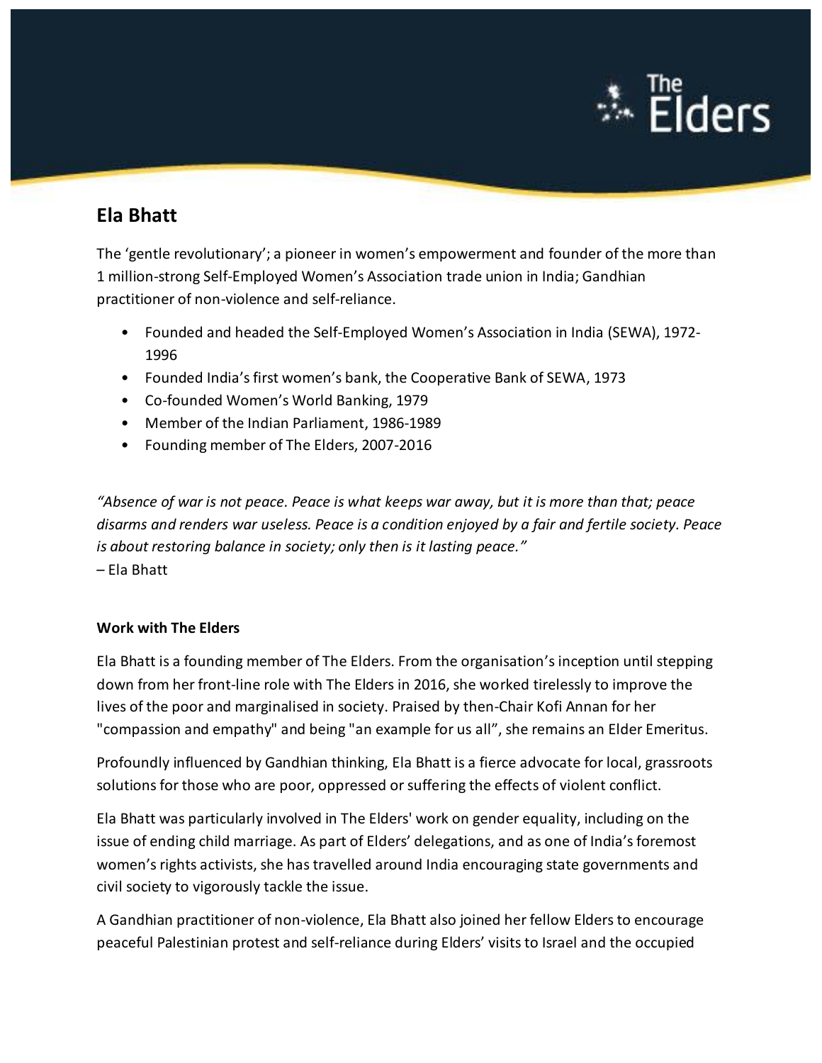# Ela Bhatt

The 'gentle revolutionary'; a pioneer in women's empowerment and founder of the more than 1 million-strong Self-Employed Women's Association trade union in India; Gandhian practitioner of non-violence and self-reliance.

- Founded and headed the Self-Employed Women's Association in India (SEWA), 1972-1996
- Founded India's first women's bank, the Cooperative Bank of SEWA, 1973
- Co-founded Women's World Banking, 1979
- Member of the Indian Parliament, 1986-1989
- Founding member of The Elders, 2007-2016

*"Absence of war is not peace. Peace is what keeps war away, but it is more than that; peace disarms and renders war useless. Peace is a condition enjoyed by a fair and fertile society. Peace is about restoring balance in society; only then is it lasting peace."*
– Ela Bhatt

**Work with The Elders**

Ela Bhatt is a founding member of The Elders. From the organisation's inception until stepping down from her front-line role with The Elders in 2016, she worked tirelessly to improve the lives of the poor and marginalised in society. Praised by then-Chair Kofi Annan for her "compassion and empathy" and being "an example for us all", she remains an Elder Emeritus.

Profoundly influenced by Gandhian thinking, Ela Bhatt is a fierce advocate for local, grassroots solutions for those who are poor, oppressed or suffering the effects of violent conflict.

Ela Bhatt was particularly involved in The Elders' work on gender equality, including on the issue of ending child marriage. As part of Elders' delegations, and as one of India's foremost women's rights activists, she has travelled around India encouraging state governments and civil society to vigorously tackle the issue.

A Gandhian practitioner of non-violence, Ela Bhatt also joined her fellow Elders to encourage peaceful Palestinian protest and self-reliance during Elders' visits to Israel and the occupied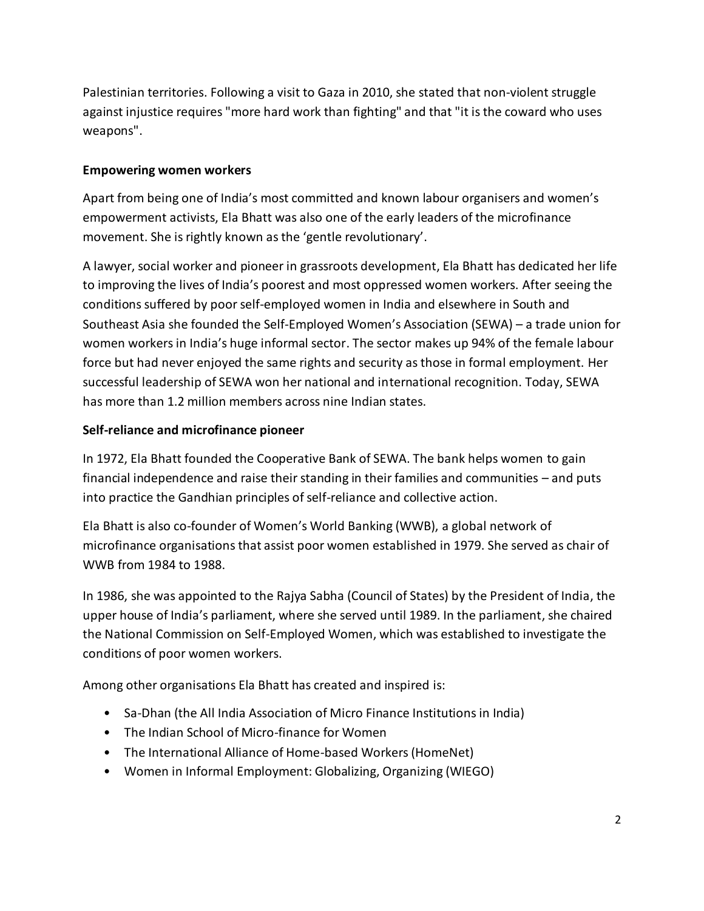Palestinian territories. Following a visit to Gaza in 2010, she stated that non-violent struggle against injustice requires "more hard work than fighting" and that "it is the coward who uses weapons".

**Empowering women workers**

Apart from being one of India's most committed and known labour organisers and women's empowerment activists, Ela Bhatt was also one of the early leaders of the microfinance movement. She is rightly known as the 'gentle revolutionary'.

A lawyer, social worker and pioneer in grassroots development, Ela Bhatt has dedicated her life to improving the lives of India's poorest and most oppressed women workers. After seeing the conditions suffered by poor self-employed women in India and elsewhere in South and Southeast Asia she founded the Self-Employed Women's Association (SEWA) – a trade union for women workers in India's huge informal sector. The sector makes up 94% of the female labour force but had never enjoyed the same rights and security as those in formal employment. Her successful leadership of SEWA won her national and international recognition. Today, SEWA has more than 1.2 million members across nine Indian states.

**Self-reliance and microfinance pioneer**

In 1972, Ela Bhatt founded the Cooperative Bank of SEWA. The bank helps women to gain financial independence and raise their standing in their families and communities – and puts into practice the Gandhian principles of self-reliance and collective action.

Ela Bhatt is also co-founder of Women's World Banking (WWB), a global network of microfinance organisations that assist poor women established in 1979. She served as chair of WWB from 1984 to 1988.

In 1986, she was appointed to the Rajya Sabha (Council of States) by the President of India, the upper house of India's parliament, where she served until 1989. In the parliament, she chaired the National Commission on Self-Employed Women, which was established to investigate the conditions of poor women workers.

Among other organisations Ela Bhatt has created and inspired is:

- Sa-Dhan (the All India Association of Micro Finance Institutions in India)
- The Indian School of Micro-finance for Women
- The International Alliance of Home-based Workers (HomeNet)
- Women in Informal Employment: Globalizing, Organizing (WIEGO)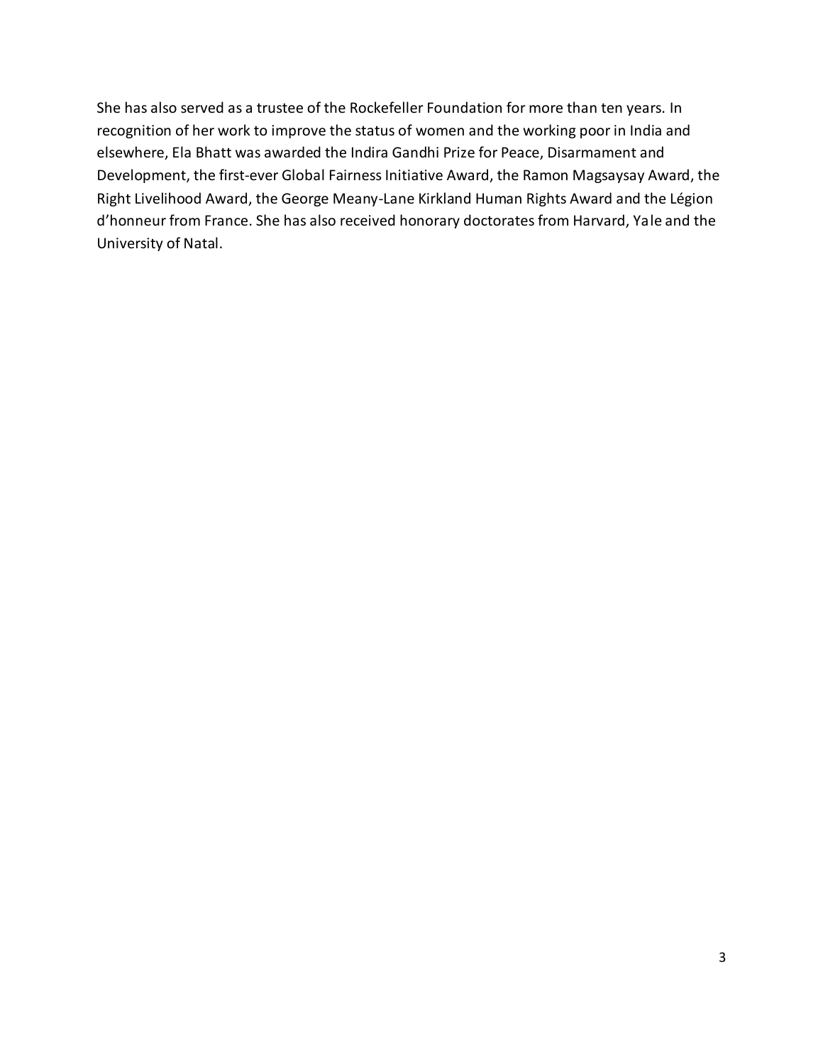She has also served as a trustee of the Rockefeller Foundation for more than ten years. In recognition of her work to improve the status of women and the working poor in India and elsewhere, Ela Bhatt was awarded the Indira Gandhi Prize for Peace, Disarmament and Development, the first-ever Global Fairness Initiative Award, the Ramon Magsaysay Award, the Right Livelihood Award, the George Meany-Lane Kirkland Human Rights Award and the Légion d'honneur from France. She has also received honorary doctorates from Harvard, Yale and the University of Natal.